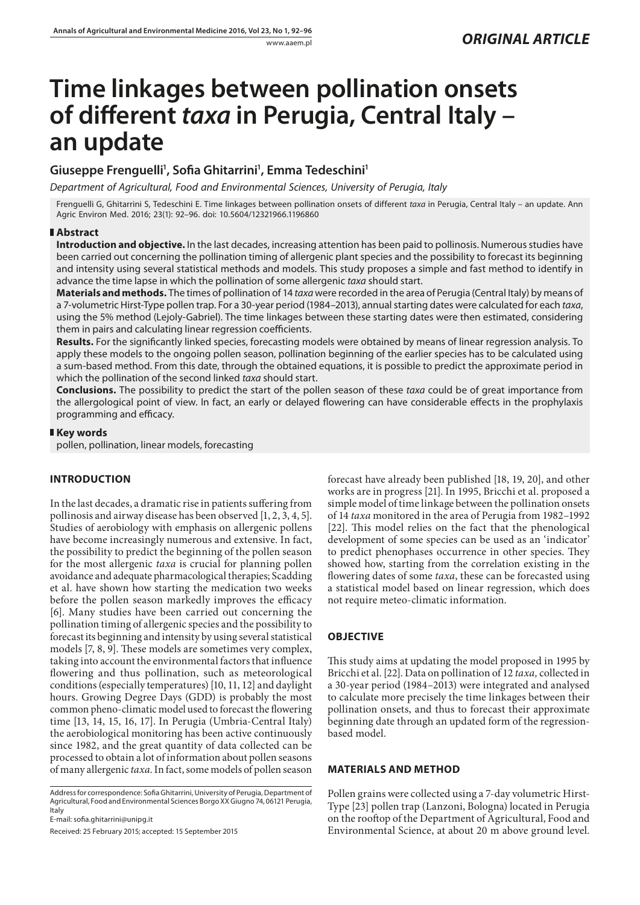*ORIGINAL ARTICLE*

# Time linkages between pollination onsets of different *taxa* in Perugia, Central Italy – an update

**Giuseppe Frenguelli[1], Sofia Ghitarrini[1], Emma Tedeschini[1]**

*Department of Agricultural, Food and Environmental Sciences, University of Perugia, Italy*

Frenguelli G, Ghitarrini S, Tedeschini E. Time linkages between pollination onsets of different *taxa* in Perugia, Central Italy – an update. Ann Agric Environ Med. 2016; 23(1): 92–96. doi: 10.5604/12321966.1196860

## Abstract

**Introduction and objective.** In the last decades, increasing attention has been paid to pollinosis. Numerous studies have been carried out concerning the pollination timing of allergenic plant species and the possibility to forecast its beginning and intensity using several statistical methods and models. This study proposes a simple and fast method to identify in advance the time lapse in which the pollination of some allergenic *taxa* should start.

**Materials and methods.** The times of pollination of 14 *taxa* were recorded in the area of Perugia (Central Italy) by means of a 7-volumetric Hirst-Type pollen trap. For a 30-year period (1984–2013), annual starting dates were calculated for each *taxa*, using the 5% method (Lejoly-Gabriel). The time linkages between these starting dates were then estimated, considering them in pairs and calculating linear regression coefficients.

**Results.** For the significantly linked species, forecasting models were obtained by means of linear regression analysis. To apply these models to the ongoing pollen season, pollination beginning of the earlier species has to be calculated using a sum-based method. From this date, through the obtained equations, it is possible to predict the approximate period in which the pollination of the second linked *taxa* should start.

**Conclusions.** The possibility to predict the start of the pollen season of these *taxa* could be of great importance from the allergological point of view. In fact, an early or delayed flowering can have considerable effects in the prophylaxis programming and efficacy.

## Key words

pollen, pollination, linear models, forecasting

## INTRODUCTION

In the last decades, a dramatic rise in patients suffering from pollinosis and airway disease has been observed [1, 2, 3, 4, 5]. Studies of aerobiology with emphasis on allergenic pollens have become increasingly numerous and extensive. In fact, the possibility to predict the beginning of the pollen season for the most allergenic *taxa* is crucial for planning pollen avoidance and adequate pharmacological therapies; Scadding et al. have shown how starting the medication two weeks before the pollen season markedly improves the efficacy [6]. Many studies have been carried out concerning the pollination timing of allergenic species and the possibility to forecast its beginning and intensity by using several statistical models [7, 8, 9]. These models are sometimes very complex, taking into account the environmental factors that influence flowering and thus pollination, such as meteorological conditions (especially temperatures) [10, 11, 12] and daylight hours. Growing Degree Days (GDD) is probably the most common pheno-climatic model used to forecast the flowering time [13, 14, 15, 16, 17]. In Perugia (Umbria-Central Italy) the aerobiological monitoring has been active continuously since 1982, and the great quantity of data collected can be processed to obtain a lot of information about pollen seasons of many allergenic *taxa*. In fact, some models of pollen season forecast have already been published [18, 19, 20], and other works are in progress [21]. In 1995, Bricchi et al. proposed a simple model of time linkage between the pollination onsets of 14 *taxa* monitored in the area of Perugia from 1982–1992 [22]. This model relies on the fact that the phenological development of some species can be used as an 'indicator' to predict phenophases occurrence in other species. They showed how, starting from the correlation existing in the flowering dates of some *taxa*, these can be forecasted using a statistical model based on linear regression, which does not require meteo-climatic information.

## OBJECTIVE

This study aims at updating the model proposed in 1995 by Bricchi et al. [22]. Data on pollination of 12 *taxa*, collected in a 30-year period (1984–2013) were integrated and analysed to calculate more precisely the time linkages between their pollination onsets, and thus to forecast their approximate beginning date through an updated form of the regression-based model.

## MATERIALS AND METHOD

Pollen grains were collected using a 7-day volumetric Hirst-Type [23] pollen trap (Lanzoni, Bologna) located in Perugia on the rooftop of the Department of Agricultural, Food and Environmental Science, at about 20 m above ground level.

Address for correspondence: Sofia Ghitarrini, University of Perugia, Department of Agricultural, Food and Environmental Sciences Borgo XX Giugno 74, 06121 Perugia, Italy
E-mail: sofia.ghitarrini@unipg.it

Received: 25 February 2015; accepted: 15 September 2015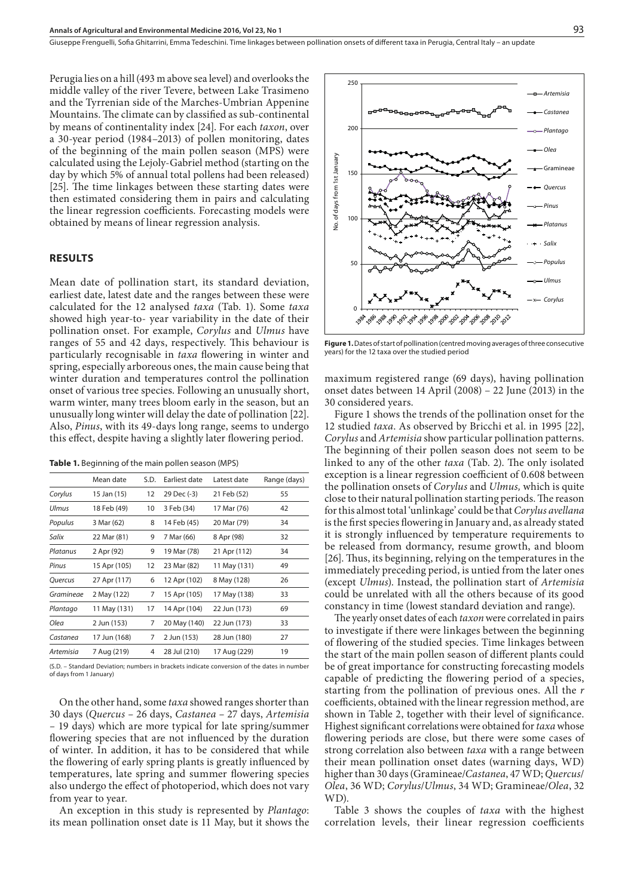Perugia lies on a hill (493 m above sea level) and overlooks the middle valley of the river Tevere, between Lake Trasimeno and the Tyrrenian side of the Marches-Umbrian Appenine Mountains. The climate can by classified as sub-continental by means of continentality index [24]. For each *taxon*, over a 30-year period (1984–2013) of pollen monitoring, dates of the beginning of the main pollen season (MPS) were calculated using the Lejoly-Gabriel method (starting on the day by which 5% of annual total pollens had been released) [25]. The time linkages between these starting dates were then estimated considering them in pairs and calculating the linear regression coefficients. Forecasting models were obtained by means of linear regression analysis.

## RESULTS

Mean date of pollination start, its standard deviation, earliest date, latest date and the ranges between these were calculated for the 12 analysed *taxa* (Tab. 1). Some *taxa* showed high year-to- year variability in the date of their pollination onset. For example, *Corylus* and *Ulmus* have ranges of 55 and 42 days, respectively. This behaviour is particularly recognisable in *taxa* flowering in winter and spring, especially arboreous ones, the main cause being that winter duration and temperatures control the pollination onset of various tree species. Following an unusually short, warm winter, many trees bloom early in the season, but an unusually long winter will delay the date of pollination [22]. Also, *Pinus*, with its 49-days long range, seems to undergo this effect, despite having a slightly later flowering period.

**Table 1.** Beginning of the main pollen season (MPS)

| | Mean date | S.D. | Earliest date | Latest date | Range (days) |
|---|---|---|---|---|---|
| *Corylus* | 15 Jan (15) | 12 | 29 Dec (-3) | 21 Feb (52) | 55 |
| *Ulmus* | 18 Feb (49) | 10 | 3 Feb (34) | 17 Mar (76) | 42 |
| *Populus* | 3 Mar (62) | 8 | 14 Feb (45) | 20 Mar (79) | 34 |
| *Salix* | 22 Mar (81) | 9 | 7 Mar (66) | 8 Apr (98) | 32 |
| *Platanus* | 2 Apr (92) | 9 | 19 Mar (78) | 21 Apr (112) | 34 |
| *Pinus* | 15 Apr (105) | 12 | 23 Mar (82) | 11 May (131) | 49 |
| *Quercus* | 27 Apr (117) | 6 | 12 Apr (102) | 8 May (128) | 26 |
| *Gramineae* | 2 May (122) | 7 | 15 Apr (105) | 17 May (138) | 33 |
| *Plantago* | 11 May (131) | 17 | 14 Apr (104) | 22 Jun (173) | 69 |
| *Olea* | 2 Jun (153) | 7 | 20 May (140) | 22 Jun (173) | 33 |
| *Castanea* | 17 Jun (168) | 7 | 2 Jun (153) | 28 Jun (180) | 27 |
| *Artemisia* | 7 Aug (219) | 4 | 28 Jul (210) | 17 Aug (229) | 19 |

(S.D. – Standard Deviation; numbers in brackets indicate conversion of the dates in number of days from 1 January)

On the other hand, some *taxa* showed ranges shorter than 30 days (*Quercus* – 26 days, *Castanea* – 27 days, *Artemisia* – 19 days) which are more typical for late spring/summer flowering species that are not influenced by the duration of winter. In addition, it has to be considered that while the flowering of early spring plants is greatly influenced by temperatures, late spring and summer flowering species also undergo the effect of photoperiod, which does not vary from year to year.

An exception in this study is represented by *Plantago*: its mean pollination onset date is 11 May, but it shows the maximum registered range (69 days), having pollination onset dates between 14 April (2008) – 22 June (2013) in the 30 considered years.

**Figure 1.** Dates of start of pollination (centred moving averages of three consecutive years) for the 12 taxa over the studied period

Figure 1 shows the trends of the pollination onset for the 12 studied *taxa*. As observed by Bricchi et al. in 1995 [22], *Corylus* and *Artemisia* show particular pollination patterns. The beginning of their pollen season does not seem to be linked to any of the other *taxa* (Tab. 2). The only isolated exception is a linear regression coefficient of 0.608 between the pollination onsets of *Corylus* and *Ulmus,* which is quite close to their natural pollination starting periods. The reason for this almost total 'unlinkage' could be that *Corylus avellana* is the first species flowering in January and, as already stated it is strongly influenced by temperature requirements to be released from dormancy, resume growth, and bloom [26]. Thus, its beginning, relying on the temperatures in the immediately preceding period, is untied from the later ones (except *Ulmus*). Instead, the pollination start of *Artemisia* could be unrelated with all the others because of its good constancy in time (lowest standard deviation and range).

The yearly onset dates of each *taxon* were correlated in pairs to investigate if there were linkages between the beginning of flowering of the studied species. Time linkages between the start of the main pollen season of different plants could be of great importance for constructing forecasting models capable of predicting the flowering period of a species, starting from the pollination of previous ones. All the *r* coefficients, obtained with the linear regression method, are shown in Table 2, together with their level of significance. Highest significant correlations were obtained for *taxa* whose flowering periods are close, but there were some cases of strong correlation also between *taxa* with a range between their mean pollination onset dates (warning days, WD) higher than 30 days (Gramineae/*Castanea*, 47 WD; *Quercus*/*Olea*, 36 WD; *Corylus*/*Ulmus*, 34 WD; Gramineae/*Olea*, 32 WD).

Table 3 shows the couples of *taxa* with the highest correlation levels, their linear regression coefficients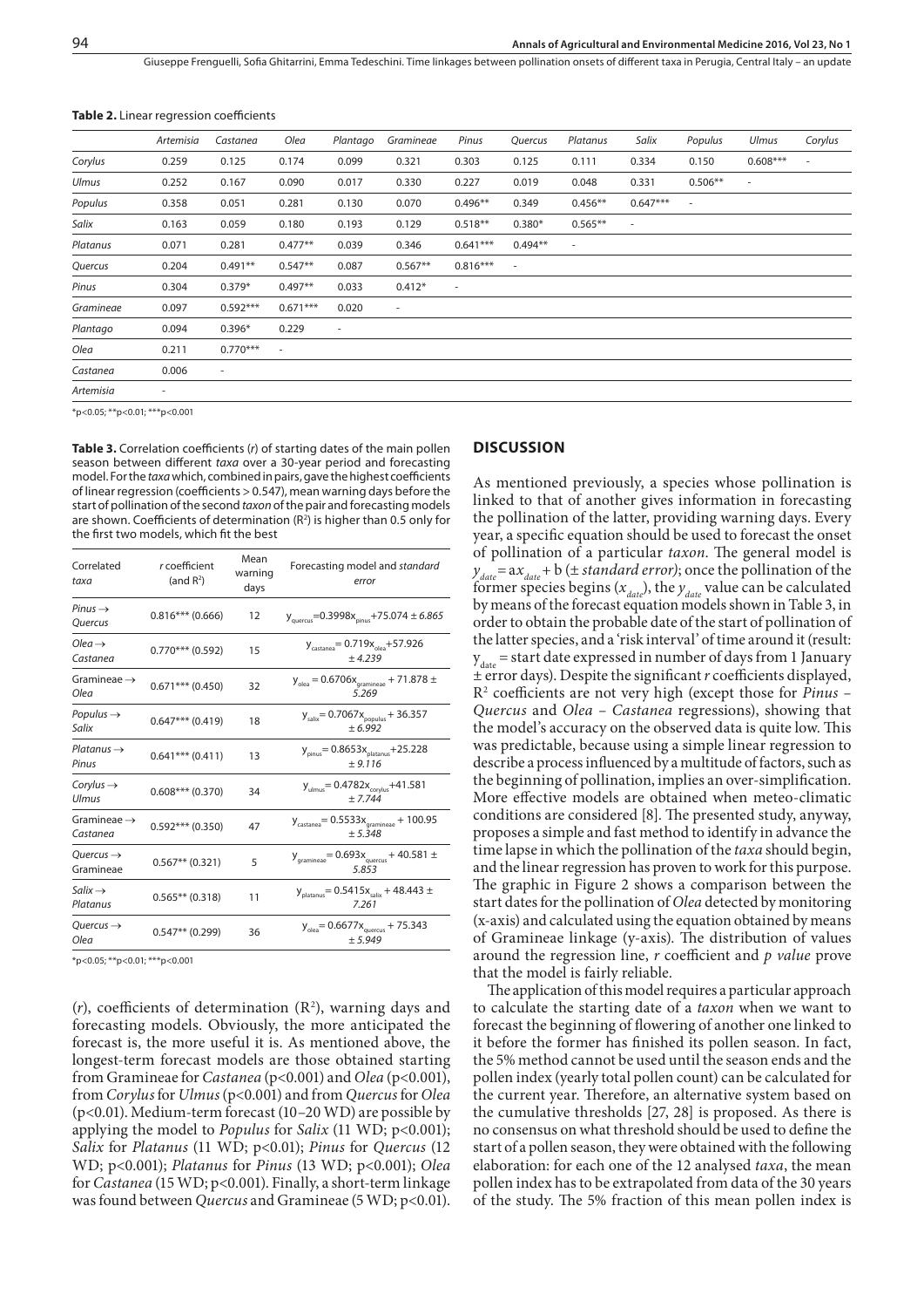**Table 2.** Linear regression coefficients

| | *Artemisia* | *Castanea* | *Olea* | *Plantago* | *Gramineae* | *Pinus* | *Quercus* | *Platanus* | *Salix* | *Populus* | *Ulmus* | *Corylus* |
|---|---|---|---|---|---|---|---|---|---|---|---|---|
| *Corylus* | 0.259 | 0.125 | 0.174 | 0.099 | 0.321 | 0.303 | 0.125 | 0.111 | 0.334 | 0.150 | 0.608*** | - |
| *Ulmus* | 0.252 | 0.167 | 0.090 | 0.017 | 0.330 | 0.227 | 0.019 | 0.048 | 0.331 | 0.506** | - | |
| *Populus* | 0.358 | 0.051 | 0.281 | 0.130 | 0.070 | 0.496** | 0.349 | 0.456** | 0.647*** | - | | |
| *Salix* | 0.163 | 0.059 | 0.180 | 0.193 | 0.129 | 0.518** | 0.380* | 0.565** | - | | | |
| *Platanus* | 0.071 | 0.281 | 0.477** | 0.039 | 0.346 | 0.641*** | 0.494** | - | | | | |
| *Quercus* | 0.204 | 0.491** | 0.547** | 0.087 | 0.567** | 0.816*** | - | | | | | |
| *Pinus* | 0.304 | 0.379* | 0.497** | 0.033 | 0.412* | - | | | | | | |
| *Gramineae* | 0.097 | 0.592*** | 0.671*** | 0.020 | - | | | | | | | |
| *Plantago* | 0.094 | 0.396* | 0.229 | - | | | | | | | | |
| *Olea* | 0.211 | 0.770*** | - | | | | | | | | | |
| *Castanea* | 0.006 | - | | | | | | | | | | |
| *Artemisia* | - | | | | | | | | | | | |

*p<0.05; **p<0.01; ***p<0.001

**Table 3.** Correlation coefficients (*r*) of starting dates of the main pollen season between different *taxa* over a 30-year period and forecasting model. For the *taxa* which, combined in pairs, gave the highest coefficients of linear regression (coefficients > 0.547), mean warning days before the start of pollination of the second *taxon* of the pair and forecasting models are shown. Coefficients of determination ($R^2$) is higher than 0.5 only for the first two models, which fit the best

| Correlated taxa | *r* coefficient (and $R^2$) | Mean warning days | Forecasting model and *standard error* |
|---|---|---|---|
| *Pinus* → *Quercus* | 0.816*** (0.666) | 12 | $y_{quercus}$=0.3998$x_{pinus}$+75.074 ± *6.865* |
| *Olea* → *Castanea* | 0.770*** (0.592) | 15 | $y_{castanea}$= 0.719$x_{olea}$+57.926 ± *4.239* |
| Gramineae → *Olea* | 0.671*** (0.450) | 32 | $y_{olea}$ = 0.6706$x_{gramineae}$ + 71.878 ± *5.269* |
| *Populus* → *Salix* | 0.647*** (0.419) | 18 | $y_{salix}$= 0.7067$x_{populus}$ + 36.357 ± *6.992* |
| *Platanus* → *Pinus* | 0.641*** (0.411) | 13 | $y_{pinus}$= 0.8653$x_{platanus}$+25.228 ± *9.116* |
| *Corylus* → *Ulmus* | 0.608*** (0.370) | 34 | $y_{ulmus}$= 0.4782$x_{corylus}$+41.581 ± *7.744* |
| Gramineae → *Castanea* | 0.592*** (0.350) | 47 | $y_{castanea}$= 0.5533$x_{gramineae}$ + 100.95 ± *5.348* |
| *Quercus* → Gramineae | 0.567** (0.321) | 5 | $y_{gramineae}$ = 0.693$x_{quercus}$ + 40.581 ± *5.853* |
| *Salix* → *Platanus* | 0.565** (0.318) | 11 | $y_{platanus}$= 0.5415$x_{salix}$ + 48.443 ± *7.261* |
| *Quercus* → *Olea* | 0.547** (0.299) | 36 | $y_{olea}$= 0.6677$x_{quercus}$ + 75.343 ± *5.949* |

*p<0.05; **p<0.01; ***p<0.001

(*r*), coefficients of determination ($R^2$), warning days and forecasting models. Obviously, the more anticipated the forecast is, the more useful it is. As mentioned above, the longest-term forecast models are those obtained starting from Gramineae for *Castanea* (p<0.001) and *Olea* (p<0.001), from *Corylus* for *Ulmus* (p<0.001) and from *Quercus* for *Olea* (p<0.01). Medium-term forecast (10–20 WD) are possible by applying the model to *Populus* for *Salix* (11 WD; p<0.001); *Salix* for *Platanus* (11 WD; p<0.01); *Pinus* for *Quercus* (12 WD; p<0.001); *Platanus* for *Pinus* (13 WD; p<0.001); *Olea* for *Castanea* (15 WD; p<0.001). Finally, a short-term linkage was found between *Quercus* and Gramineae (5 WD; p<0.01).

## DISCUSSION

As mentioned previously, a species whose pollination is linked to that of another gives information in forecasting the pollination of the latter, providing warning days. Every year, a specific equation should be used to forecast the onset of pollination of a particular *taxon*. The general model is $y_{date} = ax_{date} + b$ (± *standard error*); once the pollination of the former species begins ($x_{date}$), the $y_{date}$ value can be calculated by means of the forecast equation models shown in Table 3, in order to obtain the probable date of the start of pollination of the latter species, and a 'risk interval' of time around it (result: $y_{date}$ = start date expressed in number of days from 1 January ± error days). Despite the significant *r* coefficients displayed, $R^2$ coefficients are not very high (except those for *Pinus* – *Quercus* and *Olea* – *Castanea* regressions), showing that the model's accuracy on the observed data is quite low. This was predictable, because using a simple linear regression to describe a process influenced by a multitude of factors, such as the beginning of pollination, implies an over-simplification. More effective models are obtained when meteo-climatic conditions are considered [8]. The presented study, anyway, proposes a simple and fast method to identify in advance the time lapse in which the pollination of the *taxa* should begin, and the linear regression has proven to work for this purpose. The graphic in Figure 2 shows a comparison between the start dates for the pollination of *Olea* detected by monitoring (x-axis) and calculated using the equation obtained by means of Gramineae linkage (y-axis). The distribution of values around the regression line, *r* coefficient and *p value* prove that the model is fairly reliable.

The application of this model requires a particular approach to calculate the starting date of a *taxon* when we want to forecast the beginning of flowering of another one linked to it before the former has finished its pollen season. In fact, the 5% method cannot be used until the season ends and the pollen index (yearly total pollen count) can be calculated for the current year. Therefore, an alternative system based on the cumulative thresholds [27, 28] is proposed. As there is no consensus on what threshold should be used to define the start of a pollen season, they were obtained with the following elaboration: for each one of the 12 analysed *taxa*, the mean pollen index has to be extrapolated from data of the 30 years of the study. The 5% fraction of this mean pollen index is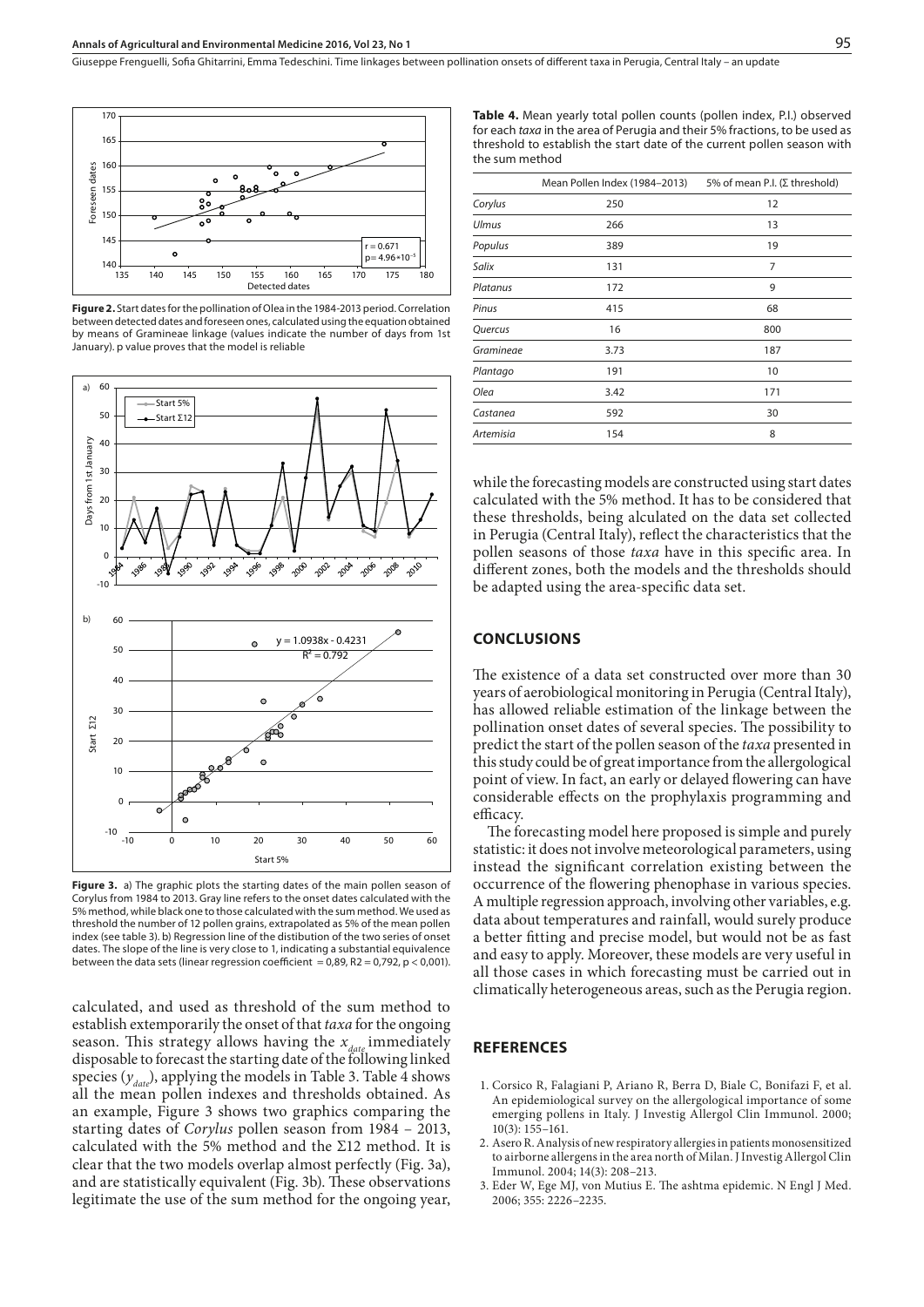**Figure 2.** Start dates for the pollination of Olea in the 1984-2013 period. Correlation between detected dates and foreseen ones, calculated using the equation obtained by means of Gramineae linkage (values indicate the number of days from 1st January). p value proves that the model is reliable

**Figure 3.** a) The graphic plots the starting dates of the main pollen season of Corylus from 1984 to 2013. Gray line refers to the onset dates calculated with the 5% method, while black one to those calculated with the sum method. We used as threshold the number of 12 pollen grains, extrapolated as 5% of the mean pollen index (see table 3). b) Regression line of the distibution of the two series of onset dates. The slope of the line is very close to 1, indicating a substantial equivalence between the data sets (linear regression coefficient = 0,89, R2 = 0,792, p < 0,001).

calculated, and used as threshold of the sum method to establish extemporarily the onset of that *taxa* for the ongoing season. This strategy allows having the $x_{date}$ immediately disposable to forecast the starting date of the following linked species ($y_{date}$), applying the models in Table 3. Table 4 shows all the mean pollen indexes and thresholds obtained. As an example, Figure 3 shows two graphics comparing the starting dates of *Corylus* pollen season from 1984 – 2013, calculated with the 5% method and the Σ12 method. It is clear that the two models overlap almost perfectly (Fig. 3a), and are statistically equivalent (Fig. 3b). These observations legitimate the use of the sum method for the ongoing year, while the forecasting models are constructed using start dates calculated with the 5% method. It has to be considered that these thresholds, being alculated on the data set collected in Perugia (Central Italy), reflect the characteristics that the pollen seasons of those *taxa* have in this specific area. In different zones, both the models and the thresholds should be adapted using the area-specific data set.

**Table 4.** Mean yearly total pollen counts (pollen index, P.I.) observed for each *taxa* in the area of Perugia and their 5% fractions, to be used as threshold to establish the start date of the current pollen season with the sum method

| | Mean Pollen Index (1984–2013) | 5% of mean P.I. (Σ threshold) |
|---|---|---|
| *Corylus* | 250 | 12 |
| *Ulmus* | 266 | 13 |
| *Populus* | 389 | 19 |
| *Salix* | 131 | 7 |
| *Platanus* | 172 | 9 |
| *Pinus* | 415 | 68 |
| *Quercus* | 16 | 800 |
| *Gramineae* | 3.73 | 187 |
| *Plantago* | 191 | 10 |
| *Olea* | 3.42 | 171 |
| *Castanea* | 592 | 30 |
| *Artemisia* | 154 | 8 |

## CONCLUSIONS

The existence of a data set constructed over more than 30 years of aerobiological monitoring in Perugia (Central Italy), has allowed reliable estimation of the linkage between the pollination onset dates of several species. The possibility to predict the start of the pollen season of the *taxa* presented in this study could be of great importance from the allergological point of view. In fact, an early or delayed flowering can have considerable effects on the prophylaxis programming and efficacy.

The forecasting model here proposed is simple and purely statistic: it does not involve meteorological parameters, using instead the significant correlation existing between the occurrence of the flowering phenophase in various species. A multiple regression approach, involving other variables, e.g. data about temperatures and rainfall, would surely produce a better fitting and precise model, but would not be as fast and easy to apply. Moreover, these models are very useful in all those cases in which forecasting must be carried out in climatically heterogeneous areas, such as the Perugia region.

## REFERENCES

1. Corsico R, Falagiani P, Ariano R, Berra D, Biale C, Bonifazi F, et al. An epidemiological survey on the allergological importance of some emerging pollens in Italy. J Investig Allergol Clin Immunol. 2000; 10(3): 155–161.
2. Asero R. Analysis of new respiratory allergies in patients monosensitized to airborne allergens in the area north of Milan. J Investig Allergol Clin Immunol. 2004; 14(3): 208–213.
3. Eder W, Ege MJ, von Mutius E. The ashtma epidemic. N Engl J Med. 2006; 355: 2226–2235.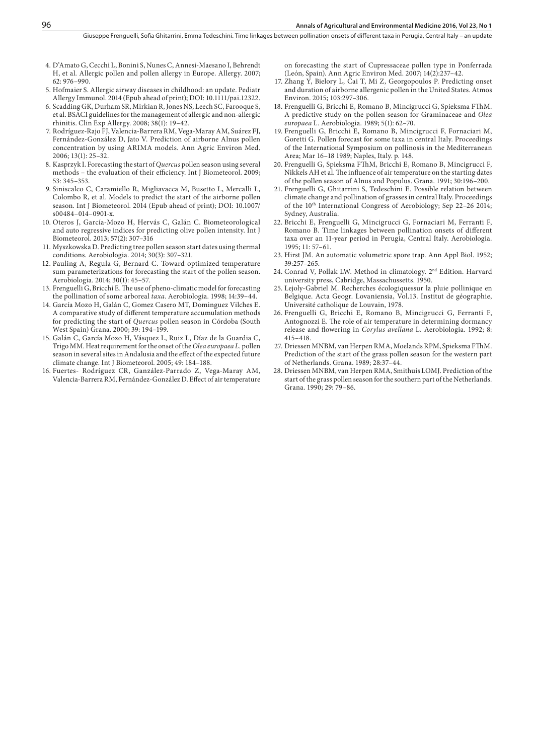4. D'Amato G, Cecchi L, Bonini S, Nunes C, Annesi-Maesano I, Behrendt H, et al. Allergic pollen and pollen allergy in Europe. Allergy. 2007; 62: 976–990.
5. Hofmaier S. Allergic airway diseases in childhood: an update. Pediatr Allergy Immunol. 2014 (Epub ahead of print); DOI: 10.1111/pai.12322.
6. Scadding GK, Durham SR, Mirkian R, Jones NS, Leech SC, Farooque S, et al. BSACI guidelines for the management of allergic and non-allergic rhinitis. Clin Exp Allergy. 2008; 38(1): 19–42.
7. Rodríguez-Rajo FJ, Valencia-Barrera RM, Vega-Maray AM, Suárez FJ, Fernández-González D, Jato V. Prediction of airborne Alnus pollen concentration by using ARIMA models. Ann Agric Environ Med. 2006; 13(1): 25–32.
8. Kasprzyk I. Forecasting the start of *Quercus* pollen season using several methods – the evaluation of their efficiency. Int J Biometeorol. 2009; 53: 345–353.
9. Siniscalco C, Caramiello R, Migliavacca M, Busetto L, Mercalli L, Colombo R, et al. Models to predict the start of the airborne pollen season. Int J Biometeorol. 2014 (Epub ahead of print); DOI: 10.1007/s00484–014–0901-x.
10. Oteros J, García-Mozo H, Hervás C, Galán C. Biometeorological and auto regressive indices for predicting olive pollen intensity. Int J Biometeorol. 2013; 57(2): 307–316
11. Myszkowska D. Predicting tree pollen season start dates using thermal conditions. Aerobiologia. 2014; 30(3): 307–321.
12. Pauling A, Regula G, Bernard C. Toward optimized temperature sum parameterizations for forecasting the start of the pollen season. Aerobiologia. 2014; 30(1): 45–57.
13. Frenguelli G, Bricchi E. The use of pheno-climatic model for forecasting the pollination of some arboreal *taxa*. Aerobiologia. 1998; 14:39–44.
14. García Mozo H, Galán C, Gomez Casero MT, Dominguez Vilches E. A comparative study of different temperature accumulation methods for predicting the start of *Quercus* pollen season in Córdoba (South West Spain) Grana. 2000; 39: 194–199.
15. Galán C, García Mozo H, Vásquez L, Ruiz L, Díaz de la Guardia C, Trigo MM. Heat requirement for the onset of the *Olea europaea L*. pollen season in several sites in Andalusia and the effect of the expected future climate change. Int J Biometeorol. 2005; 49: 184–188.
16. Fuertes- Rodríguez CR, Ganzález-Parrado Z, Vega-Maray AM, Valencia-Barrera RM, Fernández-González D. Effect of air temperature on forecasting the start of Cupressaceae pollen type in Ponferrada (León, Spain). Ann Agric Environ Med. 2007; 14(2):237–42.
17. Zhang Y, Bielory L, Cai T, Mi Z, Georgopoulos P. Predicting onset and duration of airborne allergenic pollen in the United States. Atmos Environ. 2015; 103:297–306.
18. Frenguelli G, Bricchi E, Romano B, Mincigrucci G, Spieksma FThM. A predictive study on the pollen season for Graminaceae and *Olea europaea* L. Aerobiologia. 1989; 5(1): 62–70.
19. Frenguelli G, Bricchi E, Romano B, Mincigrucci F, Fornaciari M, Goretti G. Pollen forecast for some taxa in central Italy. Proceedings of the International Symposium on pollinosis in the Mediterranean Area; Mar 16–18 1989; Naples, Italy. p. 148.
20. Frenguelli G, Spieksma FThM, Bricchi E, Romano B, Mincigrucci F, Nikkels AH et al. The influence of air temperature on the starting dates of the pollen season of Alnus and Populus. Grana. 1991; 30:196–200.
21. Frenguelli G, Ghitarrini S, Tedeschini E. Possible relation between climate change and pollination of grasses in central Italy. Proceedings of the 10th International Congress of Aerobiology; Sep 22–26 2014; Sydney, Australia.
22. Bricchi E, Frenguelli G, Mincigrucci G, Fornaciari M, Ferranti F, Romano B. Time linkages between pollination onsets of different taxa over an 11-year period in Perugia, Central Italy. Aerobiologia. 1995; 11: 57–61.
23. Hirst JM. An automatic volumetric spore trap. Ann Appl Biol. 1952; 39:257–265.
24. Conrad V, Pollak LW. Method in climatology. 2nd Edition. Harvard university press, Cabridge, Massachussetts. 1950.
25. Lejoly-Gabriel M. Recherches écologiquessur la pluie pollinique en Belgique. Acta Geogr. Lovaniensia, Vol.13. Institut de géographie, Université catholique de Louvain, 1978.
26. Frenguelli G, Bricchi E, Romano B, Mincigrucci G, Ferranti F, Antognozzi E. The role of air temperature in determining dormancy release and flowering in *Corylus avellana* L. Aerobiologia. 1992; 8: 415–418.
27. Driessen MNBM, van Herpen RMA, Moelands RPM, Spieksma FThM. Prediction of the start of the grass pollen season for the western part of Netherlands. Grana. 1989; 28:37–44.
28. Driessen MNBM, van Herpen RMA, Smithuis LOMJ. Prediction of the start of the grass pollen season for the southern part of the Netherlands. Grana. 1990; 29: 79–86.